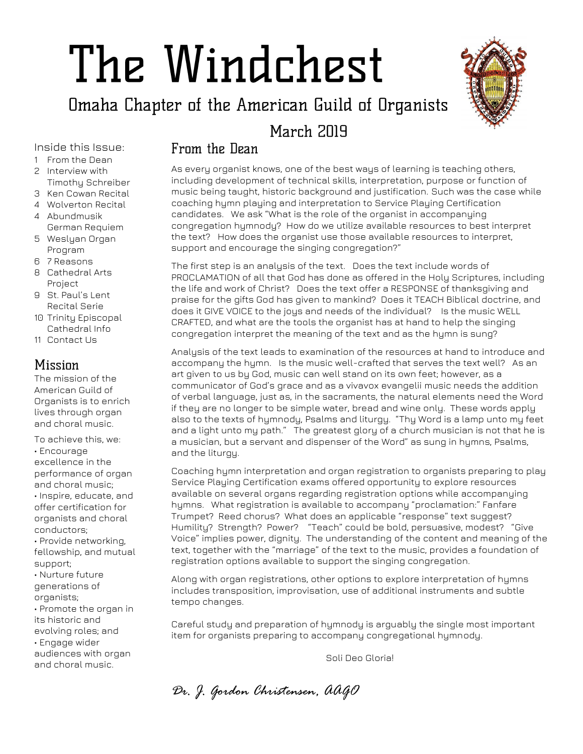# The Windchest

## Omaha Chapter of the American Guild of Organists

March 2019

Inside this Issue:

1 From the Dean
2 Interview with Timothy Schreiber
3 Ken Cowan Recital
4 Wolverton Recital
4 Abundmusik German Requiem
5 Weslyan Organ Program
6 7 Reasons
8 Cathedral Arts Project
9 St. Paul's Lent Recital Serie
10 Trinity Episcopal Cathedral Info
11 Contact Us

## Mission

The mission of the American Guild of Organists is to enrich lives through organ and choral music.

To achieve this, we:

- Encourage excellence in the performance of organ and choral music;
- Inspire, educate, and offer certification for organists and choral conductors;
- Provide networking, fellowship, and mutual support;
- Nurture future generations of organists;
- Promote the organ in its historic and evolving roles; and
- Engage wider audiences with organ and choral music.

## From the Dean

As every organist knows, one of the best ways of learning is teaching others, including development of technical skills, interpretation, purpose or function of music being taught, historic background and justification. Such was the case while coaching hymn playing and interpretation to Service Playing Certification candidates. We ask "What is the role of the organist in accompanying congregation hymnody? How do we utilize available resources to best interpret the text? How does the organist use those available resources to interpret, support and encourage the singing congregation?"

The first step is an analysis of the text. Does the text include words of PROCLAMATION of all that God has done as offered in the Holy Scriptures, including the life and work of Christ? Does the text offer a RESPONSE of thanksgiving and praise for the gifts God has given to mankind? Does it TEACH Biblical doctrine, and does it GIVE VOICE to the joys and needs of the individual? Is the music WELL CRAFTED, and what are the tools the organist has at hand to help the singing congregation interpret the meaning of the text and as the hymn is sung?

Analysis of the text leads to examination of the resources at hand to introduce and accompany the hymn. Is the music well-crafted that serves the text well? As an art given to us by God, music can well stand on its own feet; however, as a communicator of God's grace and as a vivavox evangelii music needs the addition of verbal language, just as, in the sacraments, the natural elements need the Word if they are no longer to be simple water, bread and wine only. These words apply also to the texts of hymnody, Psalms and liturgy. "Thy Word is a lamp unto my feet and a light unto my path." The greatest glory of a church musician is not that he is a musician, but a servant and dispenser of the Word" as sung in hymns, Psalms, and the liturgy.

Coaching hymn interpretation and organ registration to organists preparing to play Service Playing Certification exams offered opportunity to explore resources available on several organs regarding registration options while accompanying hymns. What registration is available to accompany "proclamation:" Fanfare Trumpet? Reed chorus? What does an applicable "response" text suggest? Humility? Strength? Power? "Teach" could be bold, persuasive, modest? "Give Voice" implies power, dignity. The understanding of the content and meaning of the text, together with the "marriage" of the text to the music, provides a foundation of registration options available to support the singing congregation.

Along with organ registrations, other options to explore interpretation of hymns includes transposition, improvisation, use of additional instruments and subtle tempo changes.

Careful study and preparation of hymnody is arguably the single most important item for organists preparing to accompany congregational hymnody.

Soli Deo Gloria!

*Dr. J. Gordon Christensen, AAGO*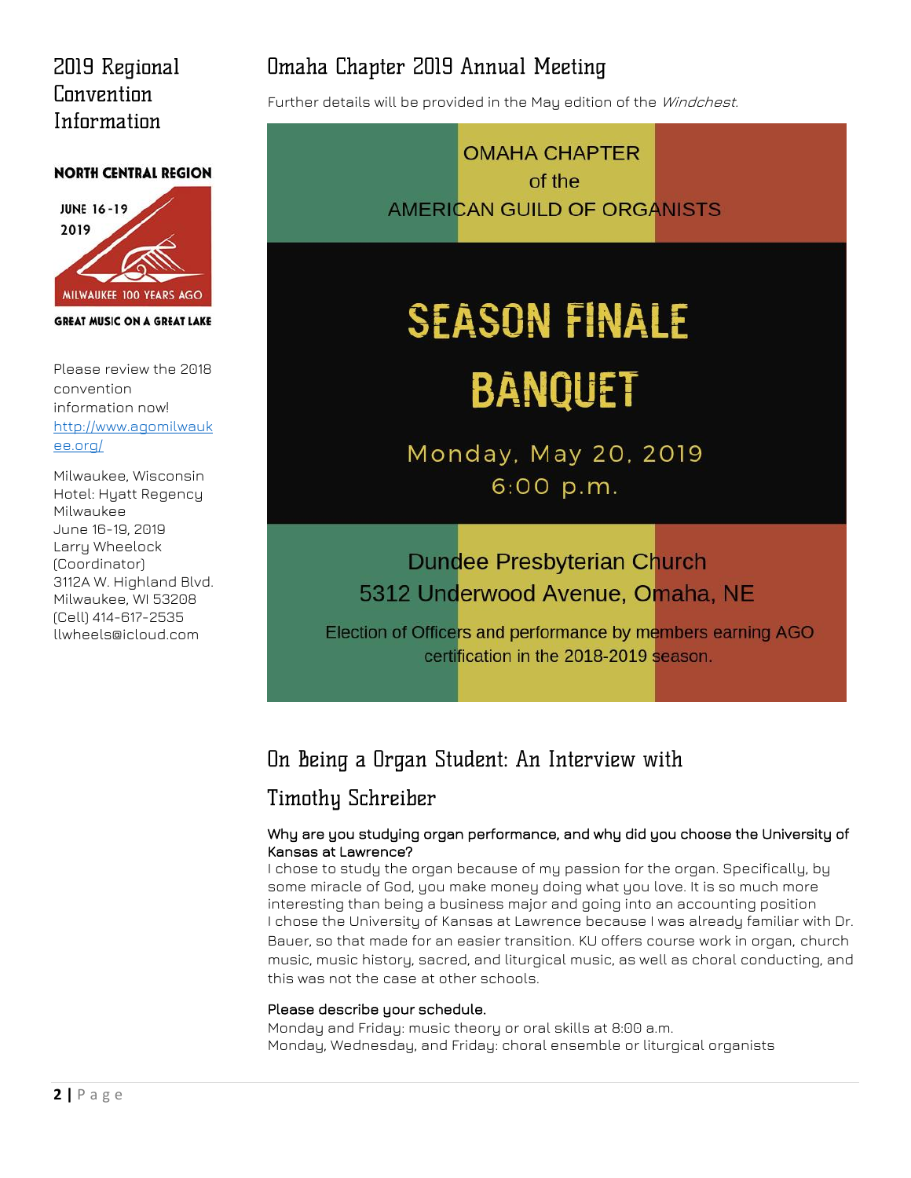## 2019 Regional Convention Information

**NORTH CENTRAL REGION**

JUNE 16-19 2019

MILWAUKEE 100 YEARS AGO

**GREAT MUSIC ON A GREAT LAKE**

Please review the 2018 convention information now! http://www.agomilwaukee.org/

Milwaukee, Wisconsin
Hotel: Hyatt Regency Milwaukee
June 16-19, 2019
Larry Wheelock (Coordinator)
3112A W. Highland Blvd.
Milwaukee, WI 53208
(Cell) 414-617-2535
llwheels@icloud.com

## Omaha Chapter 2019 Annual Meeting

Further details will be provided in the May edition of the *Windchest*.

OMAHA CHAPTER
of the
AMERICAN GUILD OF ORGANISTS

**SEASON FINALE BANQUET**

Monday, May 20, 2019
6:00 p.m.

Dundee Presbyterian Church
5312 Underwood Avenue, Omaha, NE

Election of Officers and performance by members earning AGO certification in the 2018-2019 season.

## On Being a Organ Student: An Interview with Timothy Schreiber

**Why are you studying organ performance, and why did you choose the University of Kansas at Lawrence?**

I chose to study the organ because of my passion for the organ. Specifically, by some miracle of God, you make money doing what you love. It is so much more interesting than being a business major and going into an accounting position

I chose the University of Kansas at Lawrence because I was already familiar with Dr. Bauer, so that made for an easier transition. KU offers course work in organ, church music, music history, sacred, and liturgical music, as well as choral conducting, and this was not the case at other schools.

**Please describe your schedule.**

Monday and Friday: music theory or oral skills at 8:00 a.m.
Monday, Wednesday, and Friday: choral ensemble or liturgical organists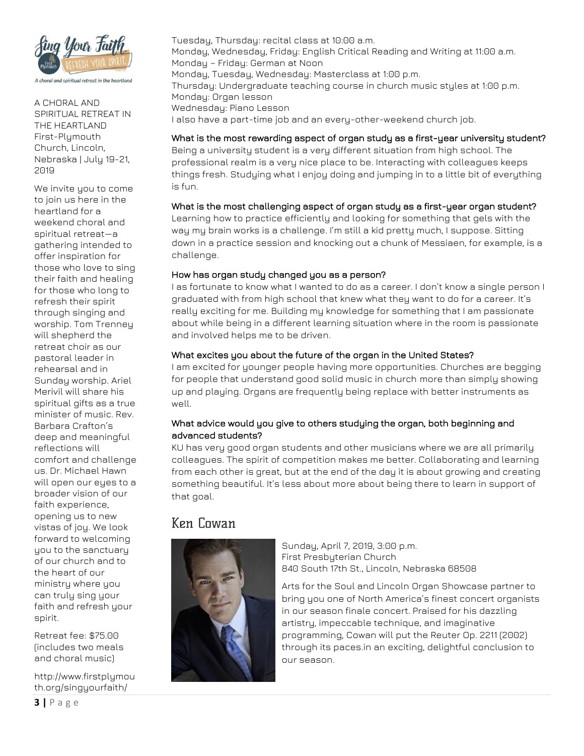Tuesday, Thursday: recital class at 10:00 a.m.
Monday, Wednesday, Friday: English Critical Reading and Writing at 11:00 a.m.
Monday – Friday: German at Noon
Monday, Tuesday, Wednesday: Masterclass at 1:00 p.m.
Thursday: Undergraduate teaching course in church music styles at 1:00 p.m.
Monday: Organ lesson
Wednesday: Piano Lesson
I also have a part-time job and an every-other-weekend church job.

**What is the most rewarding aspect of organ study as a first-year university student?**
Being a university student is a very different situation from high school. The professional realm is a very nice place to be. Interacting with colleagues keeps things fresh. Studying what I enjoy doing and jumping in to a little bit of everything is fun.

**What is the most challenging aspect of organ study as a first-year organ student?**
Learning how to practice efficiently and looking for something that gels with the way my brain works is a challenge. I'm still a kid pretty much, I suppose. Sitting down in a practice session and knocking out a chunk of Messiaen, for example, is a challenge.

**How has organ study changed you as a person?**
I as fortunate to know what I wanted to do as a career. I don't know a single person I graduated with from high school that knew what they want to do for a career. It's really exciting for me. Building my knowledge for something that I am passionate about while being in a different learning situation where in the room is passionate and involved helps me to be driven.

**What excites you about the future of the organ in the United States?**
I am excited for younger people having more opportunities. Churches are begging for people that understand good solid music in church more than simply showing up and playing. Organs are frequently being replace with better instruments as well.

**What advice would you give to others studying the organ, both beginning and advanced students?**
KU has very good organ students and other musicians where we are all primarily colleagues. The spirit of competition makes me better. Collaborating and learning from each other is great, but at the end of the day it is about growing and creating something beautiful. It's less about more about being there to learn in support of that goal.

## Ken Cowan

Sunday, April 7, 2019, 3:00 p.m.
First Presbyterian Church
840 South 17th St., Lincoln, Nebraska 68508

Arts for the Soul and Lincoln Organ Showcase partner to bring you one of North America's finest concert organists in our season finale concert. Praised for his dazzling artistry, impeccable technique, and imaginative programming, Cowan will put the Reuter Op. 2211 (2002) through its paces.in an exciting, delightful conclusion to our season.

---

Sing Your Faith, Refresh Your Spirit

A choral and spiritual retreat in the heartland

A CHORAL AND SPIRITUAL RETREAT IN THE HEARTLAND
First-Plymouth Church, Lincoln, Nebraska | July 19-21, 2019

We invite you to come to join us here in the heartland for a weekend choral and spiritual retreat—a gathering intended to offer inspiration for those who love to sing their faith and healing for those who long to refresh their spirit through singing and worship. Tom Trenney will shepherd the retreat choir as our pastoral leader in rehearsal and in Sunday worship. Ariel Merivil will share his spiritual gifts as a true minister of music. Rev. Barbara Crafton's deep and meaningful reflections will comfort and challenge us. Dr. Michael Hawn will open our eyes to a broader vision of our faith experience, opening us to new vistas of joy. We look forward to welcoming you to the sanctuary of our church and to the heart of our ministry where you can truly sing your faith and refresh your spirit.

Retreat fee: $75.00 (includes two meals and choral music)

http://www.firstplymouth.org/singyourfaith/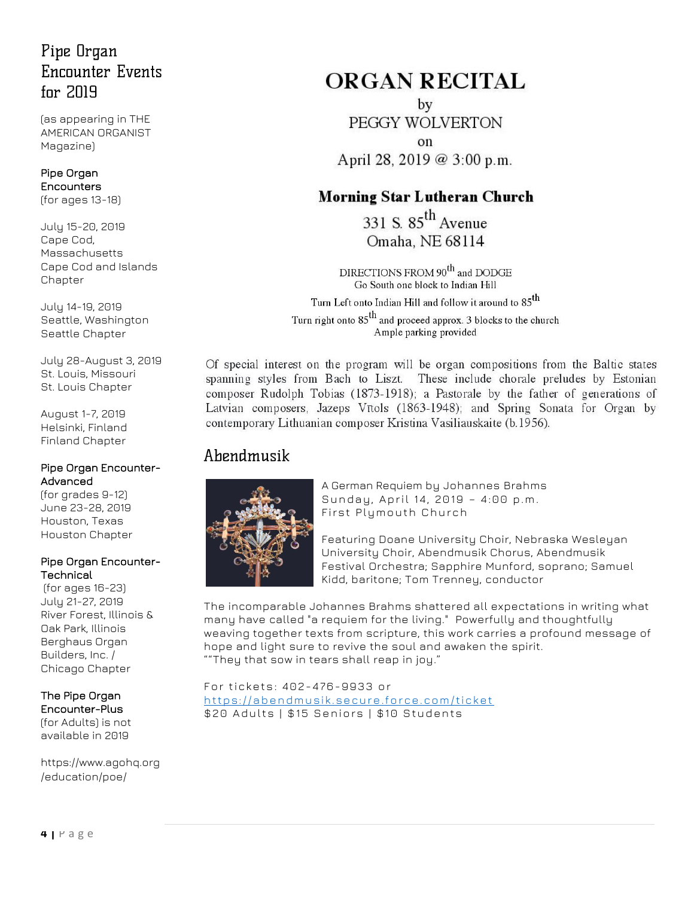## Pipe Organ Encounter Events for 2019

(as appearing in THE AMERICAN ORGANIST Magazine)

**Pipe Organ Encounters**
(for ages 13-18)

July 15-20, 2019
Cape Cod, Massachusetts
Cape Cod and Islands Chapter

July 14-19, 2019
Seattle, Washington
Seattle Chapter

July 28-August 3, 2019
St. Louis, Missouri
St. Louis Chapter

August 1-7, 2019
Helsinki, Finland
Finland Chapter

**Pipe Organ Encounter-Advanced**
(for grades 9-12)
June 23-28, 2019
Houston, Texas
Houston Chapter

**Pipe Organ Encounter-Technical**
(for ages 16-23)
July 21-27, 2019
River Forest, Illinois & Oak Park, Illinois
Berghaus Organ Builders, Inc. / Chicago Chapter

**The Pipe Organ Encounter-Plus**
(for Adults) is not available in 2019

https://www.agohq.org/education/poe/

# ORGAN RECITAL

by
PEGGY WOLVERTON
on
April 28, 2019 @ 3:00 p.m.

**Morning Star Lutheran Church**
331 S. 85th Avenue
Omaha, NE 68114

DIRECTIONS FROM 90th and DODGE
Go South one block to Indian Hill
Turn Left onto Indian Hill and follow it around to 85th
Turn right onto 85th and proceed approx. 3 blocks to the church
Ample parking provided

Of special interest on the program will be organ compositions from the Baltic states spanning styles from Bach to Liszt. These include chorale preludes by Estonian composer Rudolph Tobias (1873-1918); a Pastorale by the father of generations of Latvian composers, Jazeps Vītols (1863-1948); and Spring Sonata for Organ by contemporary Lithuanian composer Kristina Vasiliauskaite (b.1956).

## Abendmusik

A German Requiem by Johannes Brahms
Sunday, April 14, 2019 – 4:00 p.m.
First Plymouth Church

Featuring Doane University Choir, Nebraska Wesleyan University Choir, Abendmusik Chorus, Abendmusik Festival Orchestra; Sapphire Munford, soprano; Samuel Kidd, baritone; Tom Trenney, conductor

The incomparable Johannes Brahms shattered all expectations in writing what many have called "a requiem for the living." Powerfully and thoughtfully weaving together texts from scripture, this work carries a profound message of hope and light sure to revive the soul and awaken the spirit.
""They that sow in tears shall reap in joy."

For tickets: 402-476-9933 or
https://abendmusik.secure.force.com/ticket
$20 Adults | $15 Seniors | $10 Students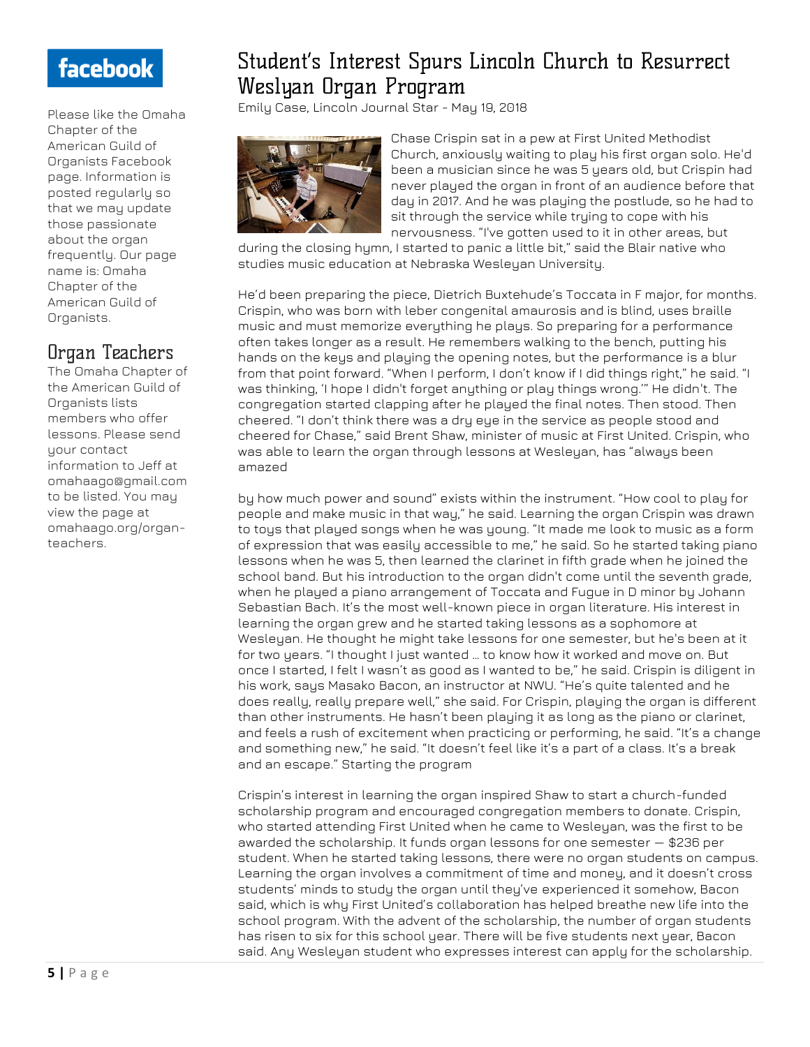Please like the Omaha Chapter of the American Guild of Organists Facebook page. Information is posted regularly so that we may update those passionate about the organ frequently. Our page name is: Omaha Chapter of the American Guild of Organists.

## Organ Teachers

The Omaha Chapter of the American Guild of Organists lists members who offer lessons. Please send your contact information to Jeff at omahaago@gmail.com to be listed. You may view the page at omahaago.org/organ-teachers.

# Student's Interest Spurs Lincoln Church to Resurrect Weslyan Organ Program

Emily Case, Lincoln Journal Star - May 19, 2018

Chase Crispin sat in a pew at First United Methodist Church, anxiously waiting to play his first organ solo. He'd been a musician since he was 5 years old, but Crispin had never played the organ in front of an audience before that day in 2017. And he was playing the postlude, so he had to sit through the service while trying to cope with his nervousness. "I've gotten used to it in other areas, but during the closing hymn, I started to panic a little bit," said the Blair native who studies music education at Nebraska Wesleyan University.

He'd been preparing the piece, Dietrich Buxtehude's Toccata in F major, for months. Crispin, who was born with leber congenital amaurosis and is blind, uses braille music and must memorize everything he plays. So preparing for a performance often takes longer as a result. He remembers walking to the bench, putting his hands on the keys and playing the opening notes, but the performance is a blur from that point forward. "When I perform, I don't know if I did things right," he said. "I was thinking, 'I hope I didn't forget anything or play things wrong.'" He didn't. The congregation started clapping after he played the final notes. Then stood. Then cheered. "I don't think there was a dry eye in the service as people stood and cheered for Chase," said Brent Shaw, minister of music at First United. Crispin, who was able to learn the organ through lessons at Wesleyan, has "always been amazed

by how much power and sound" exists within the instrument. "How cool to play for people and make music in that way," he said. Learning the organ Crispin was drawn to toys that played songs when he was young. "It made me look to music as a form of expression that was easily accessible to me," he said. So he started taking piano lessons when he was 5, then learned the clarinet in fifth grade when he joined the school band. But his introduction to the organ didn't come until the seventh grade, when he played a piano arrangement of Toccata and Fugue in D minor by Johann Sebastian Bach. It's the most well-known piece in organ literature. His interest in learning the organ grew and he started taking lessons as a sophomore at Wesleyan. He thought he might take lessons for one semester, but he's been at it for two years. "I thought I just wanted … to know how it worked and move on. But once I started, I felt I wasn't as good as I wanted to be," he said. Crispin is diligent in his work, says Masako Bacon, an instructor at NWU. "He's quite talented and he does really, really prepare well," she said. For Crispin, playing the organ is different than other instruments. He hasn't been playing it as long as the piano or clarinet, and feels a rush of excitement when practicing or performing, he said. "It's a change and something new," he said. "It doesn't feel like it's a part of a class. It's a break and an escape." Starting the program

Crispin's interest in learning the organ inspired Shaw to start a church-funded scholarship program and encouraged congregation members to donate. Crispin, who started attending First United when he came to Wesleyan, was the first to be awarded the scholarship. It funds organ lessons for one semester — $236 per student. When he started taking lessons, there were no organ students on campus. Learning the organ involves a commitment of time and money, and it doesn't cross students' minds to study the organ until they've experienced it somehow, Bacon said, which is why First United's collaboration has helped breathe new life into the school program. With the advent of the scholarship, the number of organ students has risen to six for this school year. There will be five students next year, Bacon said. Any Wesleyan student who expresses interest can apply for the scholarship.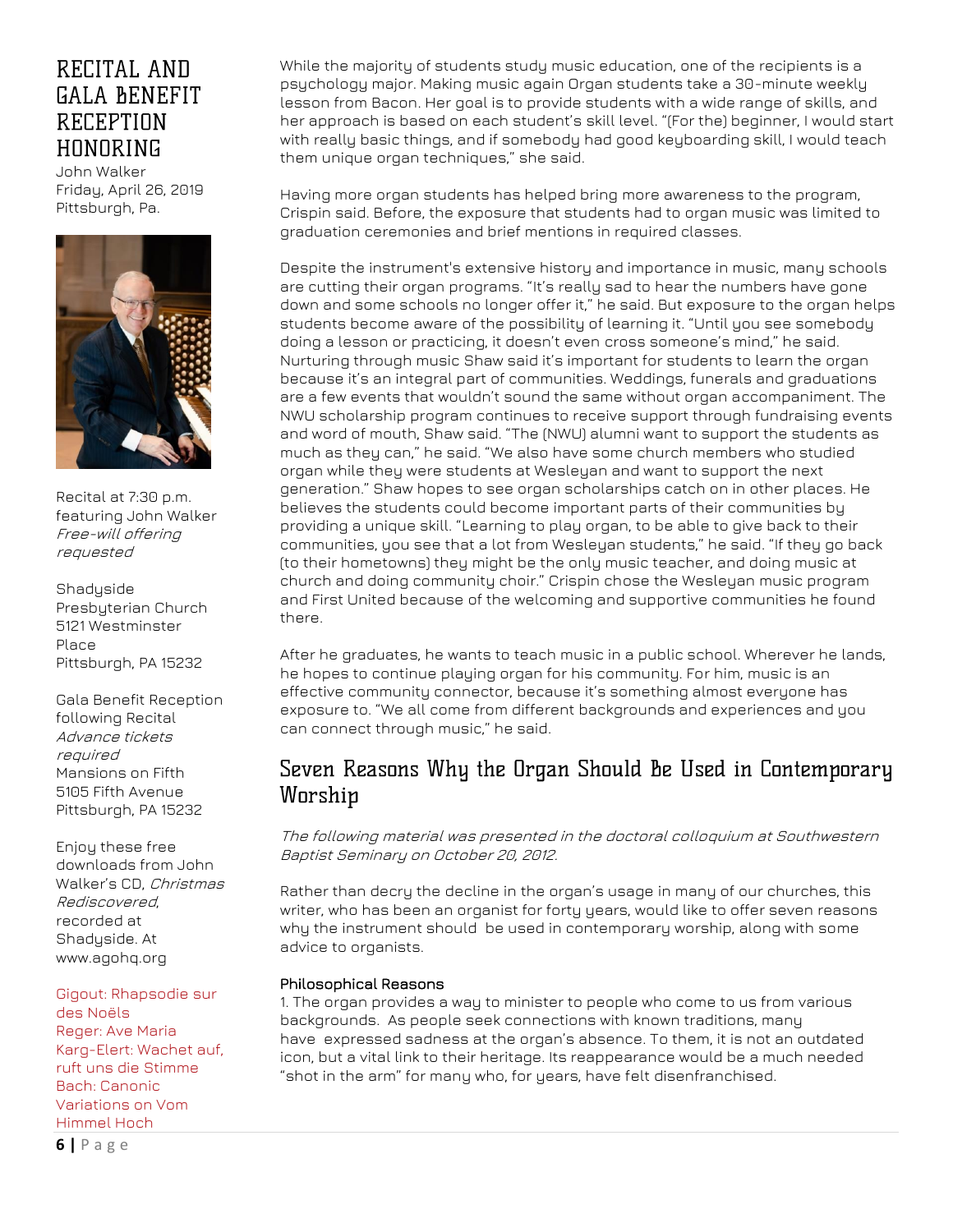## RECITAL AND GALA BENEFIT RECEPTION HONORING

John Walker
Friday, April 26, 2019
Pittsburgh, Pa.

Recital at 7:30 p.m. featuring John Walker
*Free-will offering requested*

Shadyside Presbyterian Church
5121 Westminster Place
Pittsburgh, PA 15232

Gala Benefit Reception following Recital
*Advance tickets required*
Mansions on Fifth
5105 Fifth Avenue
Pittsburgh, PA 15232

Enjoy these free downloads from John Walker's CD, *Christmas Rediscovered*, recorded at Shadyside. At www.agohq.org

Gigout: Rhapsodie sur des Noëls
Reger: Ave Maria
Karg-Elert: Wachet auf, ruft uns die Stimme
Bach: Canonic Variations on Vom Himmel Hoch

While the majority of students study music education, one of the recipients is a psychology major. Making music again Organ students take a 30-minute weekly lesson from Bacon. Her goal is to provide students with a wide range of skills, and her approach is based on each student's skill level. "(For the) beginner, I would start with really basic things, and if somebody had good keyboarding skill, I would teach them unique organ techniques," she said.

Having more organ students has helped bring more awareness to the program, Crispin said. Before, the exposure that students had to organ music was limited to graduation ceremonies and brief mentions in required classes.

Despite the instrument's extensive history and importance in music, many schools are cutting their organ programs. "It's really sad to hear the numbers have gone down and some schools no longer offer it," he said. But exposure to the organ helps students become aware of the possibility of learning it. "Until you see somebody doing a lesson or practicing, it doesn't even cross someone's mind," he said. Nurturing through music Shaw said it's important for students to learn the organ because it's an integral part of communities. Weddings, funerals and graduations are a few events that wouldn't sound the same without organ accompaniment. The NWU scholarship program continues to receive support through fundraising events and word of mouth, Shaw said. "The (NWU) alumni want to support the students as much as they can," he said. "We also have some church members who studied organ while they were students at Wesleyan and want to support the next generation." Shaw hopes to see organ scholarships catch on in other places. He believes the students could become important parts of their communities by providing a unique skill. "Learning to play organ, to be able to give back to their communities, you see that a lot from Wesleyan students," he said. "If they go back (to their hometowns) they might be the only music teacher, and doing music at church and doing community choir." Crispin chose the Wesleyan music program and First United because of the welcoming and supportive communities he found there.

After he graduates, he wants to teach music in a public school. Wherever he lands, he hopes to continue playing organ for his community. For him, music is an effective community connector, because it's something almost everyone has exposure to. "We all come from different backgrounds and experiences and you can connect through music," he said.

## Seven Reasons Why the Organ Should Be Used in Contemporary Worship

*The following material was presented in the doctoral colloquium at Southwestern Baptist Seminary on October 20, 2012.*

Rather than decry the decline in the organ's usage in many of our churches, this writer, who has been an organist for forty years, would like to offer seven reasons why the instrument should be used in contemporary worship, along with some advice to organists.

**Philosophical Reasons**

1. The organ provides a way to minister to people who come to us from various backgrounds. As people seek connections with known traditions, many have expressed sadness at the organ's absence. To them, it is not an outdated icon, but a vital link to their heritage. Its reappearance would be a much needed "shot in the arm" for many who, for years, have felt disenfranchised.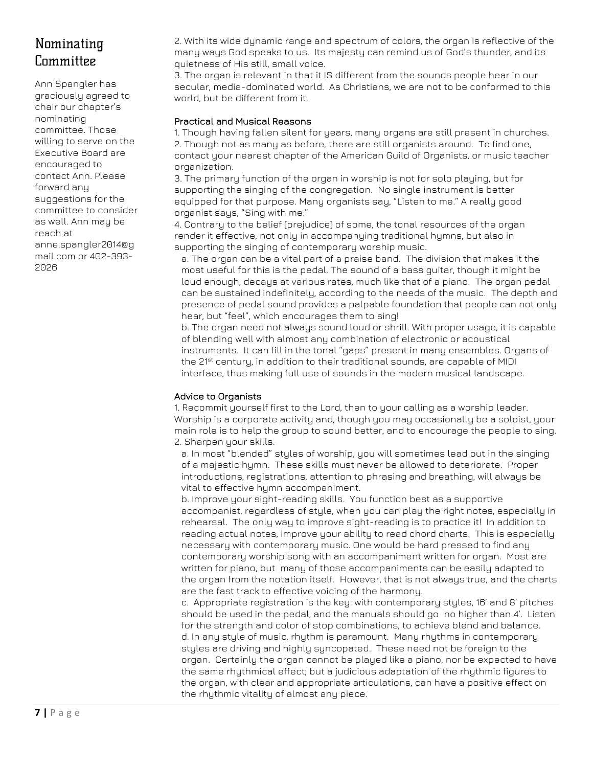## Nominating Committee

Ann Spangler has graciously agreed to chair our chapter's nominating committee. Those willing to serve on the Executive Board are encouraged to contact Ann. Please forward any suggestions for the committee to consider as well. Ann may be reach at anne.spangler2014@gmail.com or 402-393-2026

2. With its wide dynamic range and spectrum of colors, the organ is reflective of the many ways God speaks to us. Its majesty can remind us of God's thunder, and its quietness of His still, small voice.
3. The organ is relevant in that it IS different from the sounds people hear in our secular, media-dominated world. As Christians, we are not to be conformed to this world, but be different from it.

**Practical and Musical Reasons**

1. Though having fallen silent for years, many organs are still present in churches.
2. Though not as many as before, there are still organists around. To find one, contact your nearest chapter of the American Guild of Organists, or music teacher organization.
3. The primary function of the organ in worship is not for solo playing, but for supporting the singing of the congregation. No single instrument is better equipped for that purpose. Many organists say, "Listen to me." A really good organist says, "Sing with me."
4. Contrary to the belief (prejudice) of some, the tonal resources of the organ render it effective, not only in accompanying traditional hymns, but also in supporting the singing of contemporary worship music.
   a. The organ can be a vital part of a praise band. The division that makes it the most useful for this is the pedal. The sound of a bass guitar, though it might be loud enough, decays at various rates, much like that of a piano. The organ pedal can be sustained indefinitely, according to the needs of the music. The depth and presence of pedal sound provides a palpable foundation that people can not only hear, but "feel", which encourages them to sing!
   b. The organ need not always sound loud or shrill. With proper usage, it is capable of blending well with almost any combination of electronic or acoustical instruments. It can fill in the tonal "gaps" present in many ensembles. Organs of the 21st century, in addition to their traditional sounds, are capable of MIDI interface, thus making full use of sounds in the modern musical landscape.

**Advice to Organists**

1. Recommit yourself first to the Lord, then to your calling as a worship leader. Worship is a corporate activity and, though you may occasionally be a soloist, your main role is to help the group to sound better, and to encourage the people to sing.
2. Sharpen your skills.
   a. In most "blended" styles of worship, you will sometimes lead out in the singing of a majestic hymn. These skills must never be allowed to deteriorate. Proper introductions, registrations, attention to phrasing and breathing, will always be vital to effective hymn accompaniment.
   b. Improve your sight-reading skills. You function best as a supportive accompanist, regardless of style, when you can play the right notes, especially in rehearsal. The only way to improve sight-reading is to practice it! In addition to reading actual notes, improve your ability to read chord charts. This is especially necessary with contemporary music. One would be hard pressed to find any contemporary worship song with an accompaniment written for organ. Most are written for piano, but many of those accompaniments can be easily adapted to the organ from the notation itself. However, that is not always true, and the charts are the fast track to effective voicing of the harmony.
   c. Appropriate registration is the key: with contemporary styles, 16' and 8' pitches should be used in the pedal, and the manuals should go no higher than 4'. Listen for the strength and color of stop combinations, to achieve blend and balance.
   d. In any style of music, rhythm is paramount. Many rhythms in contemporary styles are driving and highly syncopated. These need not be foreign to the organ. Certainly the organ cannot be played like a piano, nor be expected to have the same rhythmical effect; but a judicious adaptation of the rhythmic figures to the organ, with clear and appropriate articulations, can have a positive effect on the rhythmic vitality of almost any piece.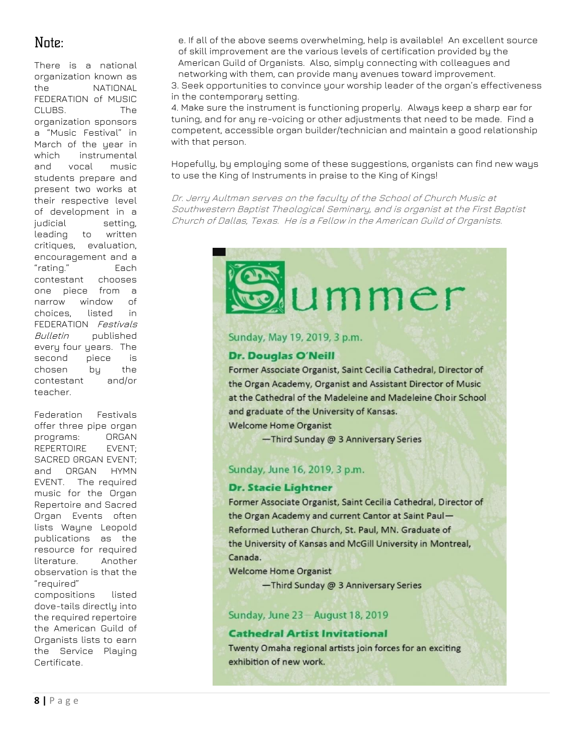## Note:

There is a national organization known as the NATIONAL FEDERATION of MUSIC CLUBS. The organization sponsors a "Music Festival" in March of the year in which instrumental and vocal music students prepare and present two works at their respective level of development in a judicial setting, leading to written critiques, evaluation, encouragement and a "rating." Each contestant chooses one piece from a narrow window of choices, listed in FEDERATION *Festivals Bulletin* published every four years. The second piece is chosen by the contestant and/or teacher.

Federation Festivals offer three pipe organ programs: ORGAN REPERTOIRE EVENT; SACRED ORGAN EVENT; and ORGAN HYMN EVENT. The required music for the Organ Repertoire and Sacred Organ Events often lists Wayne Leopold publications as the resource for required literature. Another observation is that the "required" compositions listed dove-tails directly into the required repertoire the American Guild of Organists lists to earn the Service Playing Certificate.

e. If all of the above seems overwhelming, help is available! An excellent source of skill improvement are the various levels of certification provided by the American Guild of Organists. Also, simply connecting with colleagues and networking with them, can provide many avenues toward improvement.

3. Seek opportunities to convince your worship leader of the organ's effectiveness in the contemporary setting.

4. Make sure the instrument is functioning properly. Always keep a sharp ear for tuning, and for any re-voicing or other adjustments that need to be made. Find a competent, accessible organ builder/technician and maintain a good relationship with that person.

Hopefully, by employing some of these suggestions, organists can find new ways to use the King of Instruments in praise to the King of Kings!

*Dr. Jerry Aultman serves on the faculty of the School of Church Music at Southwestern Baptist Theological Seminary, and is organist at the First Baptist Church of Dallas, Texas. He is a Fellow in the American Guild of Organists.*

# Summer

Sunday, May 19, 2019, 3 p.m.

**Dr. Douglas O'Neill**

Former Associate Organist, Saint Cecilia Cathedral, Director of the Organ Academy, Organist and Assistant Director of Music at the Cathedral of the Madeleine and Madeleine Choir School and graduate of the University of Kansas.

Welcome Home Organist

—Third Sunday @ 3 Anniversary Series

Sunday, June 16, 2019, 3 p.m.

**Dr. Stacie Lightner**

Former Associate Organist, Saint Cecilia Cathedral, Director of the Organ Academy and current Cantor at Saint Paul—Reformed Lutheran Church, St. Paul, MN. Graduate of the University of Kansas and McGill University in Montreal, Canada.

Welcome Home Organist

—Third Sunday @ 3 Anniversary Series

Sunday, June 23—August 18, 2019

**Cathedral Artist Invitational**

Twenty Omaha regional artists join forces for an exciting exhibition of new work.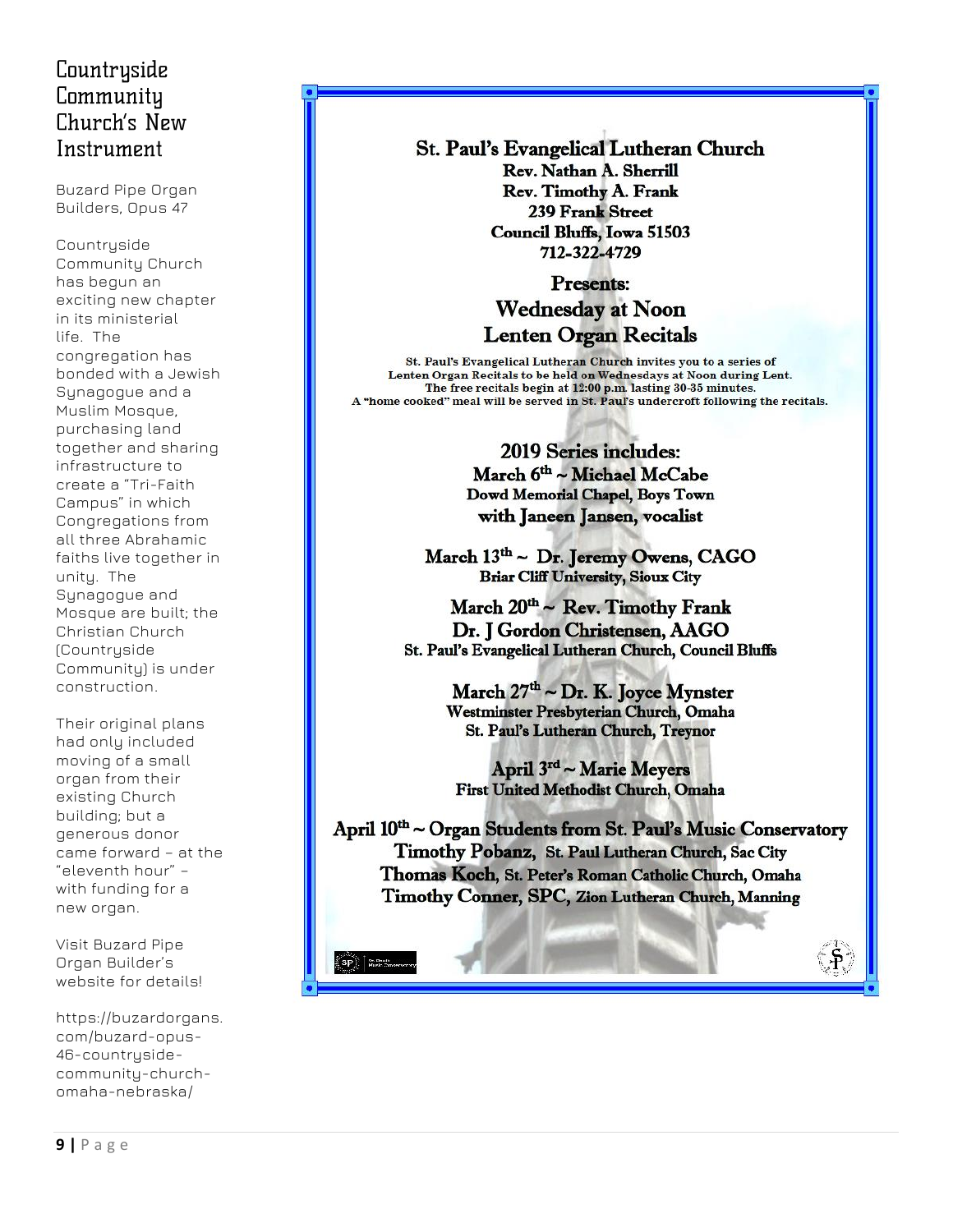## Countryside Community Church's New Instrument

Buzard Pipe Organ Builders, Opus 47

Countryside Community Church has begun an exciting new chapter in its ministerial life. The congregation has bonded with a Jewish Synagogue and a Muslim Mosque, purchasing land together and sharing infrastructure to create a "Tri-Faith Campus" in which Congregations from all three Abrahamic faiths live together in unity. The Synagogue and Mosque are built; the Christian Church (Countryside Community) is under construction.

Their original plans had only included moving of a small organ from their existing Church building; but a generous donor came forward – at the "eleventh hour" – with funding for a new organ.

Visit Buzard Pipe Organ Builder's website for details!

https://buzardorgans.com/buzard-opus-46-countryside-community-church-omaha-nebraska/

**St. Paul's Evangelical Lutheran Church**
**Rev. Nathan A. Sherrill**
**Rev. Timothy A. Frank**
**239 Frank Street**
**Council Bluffs, Iowa 51503**
**712-322-4729**

**Presents:**

## Wednesday at Noon Lenten Organ Recitals

St. Paul's Evangelical Lutheran Church invites you to a series of Lenten Organ Recitals to be held on Wednesdays at Noon during Lent. The free recitals begin at 12:00 p.m. lasting 30-35 minutes. A "home cooked" meal will be served in St. Paul's undercroft following the recitals.

**2019 Series includes:**

**March 6th ~ Michael McCabe**
Dowd Memorial Chapel, Boys Town
**with Janeen Jansen, vocalist**

**March 13th ~ Dr. Jeremy Owens, CAGO**
Briar Cliff University, Sioux City

**March 20th ~ Rev. Timothy Frank**
**Dr. J Gordon Christensen, AAGO**
St. Paul's Evangelical Lutheran Church, Council Bluffs

**March 27th ~ Dr. K. Joyce Mynster**
Westminster Presbyterian Church, Omaha
St. Paul's Lutheran Church, Treynor

**April 3rd ~ Marie Meyers**
First United Methodist Church, Omaha

**April 10th ~ Organ Students from St. Paul's Music Conservatory**
**Timothy Pobanz**, St. Paul Lutheran Church, Sac City
**Thomas Koch**, St. Peter's Roman Catholic Church, Omaha
**Timothy Conner, SPC**, Zion Lutheran Church, Manning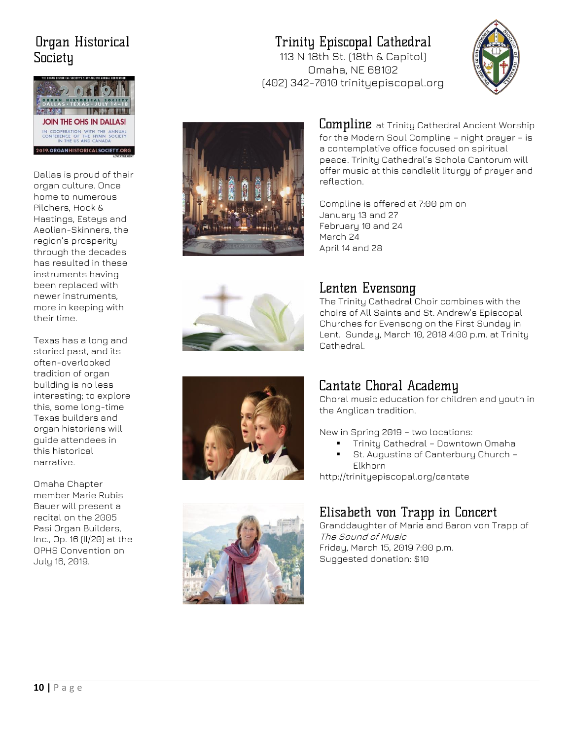## Organ Historical Society

Dallas is proud of their organ culture. Once home to numerous Pilchers, Hook & Hastings, Esteys and Aeolian-Skinners, the region's prosperity through the decades has resulted in these instruments having been replaced with newer instruments, more in keeping with their time.

Texas has a long and storied past, and its often-overlooked tradition of organ building is no less interesting; to explore this, some long-time Texas builders and organ historians will guide attendees in this historical narrative.

Omaha Chapter member Marie Rubis Bauer will present a recital on the 2005 Pasi Organ Builders, Inc., Op. 16 (II/20) at the OPHS Convention on July 16, 2019.

## Trinity Episcopal Cathedral

113 N 18th St. (18th & Capitol)
Omaha, NE 68102
(402) 342-7010 trinityepiscopal.org

### Compline

at Trinity Cathedral Ancient Worship for the Modern Soul Compline – night prayer – is a contemplative office focused on spiritual peace. Trinity Cathedral's Schola Cantorum will offer music at this candlelit liturgy of prayer and reflection.

Compline is offered at 7:00 pm on
January 13 and 27
February 10 and 24
March 24
April 14 and 28

### Lenten Evensong

The Trinity Cathedral Choir combines with the choirs of All Saints and St. Andrew's Episcopal Churches for Evensong on the First Sunday in Lent. Sunday, March 10, 2018 4:00 p.m. at Trinity Cathedral.

### Cantate Choral Academy

Choral music education for children and youth in the Anglican tradition.

New in Spring 2019 – two locations:

- Trinity Cathedral – Downtown Omaha
- St. Augustine of Canterbury Church – Elkhorn

http://trinityepiscopal.org/cantate

### Elisabeth von Trapp in Concert

Granddaughter of Maria and Baron von Trapp of *The Sound of Music*
Friday, March 15, 2019 7:00 p.m.
Suggested donation: $10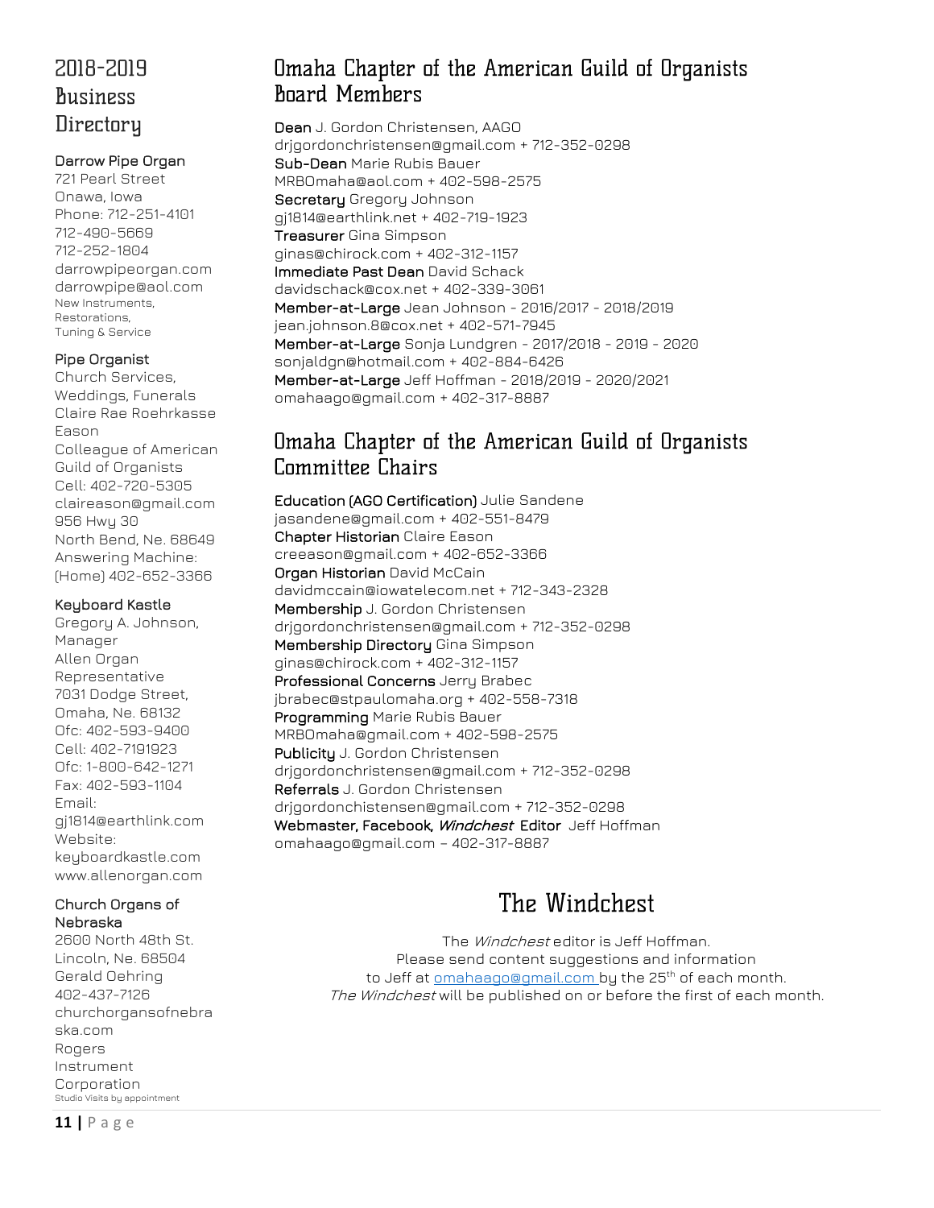## 2018-2019 Business Directory

**Darrow Pipe Organ**
721 Pearl Street
Onawa, Iowa
Phone: 712-251-4101
712-490-5669
712-252-1804
darrowpipeorgan.com
darrowpipe@aol.com
New Instruments, Restorations, Tuning & Service

**Pipe Organist**
Church Services, Weddings, Funerals
Claire Rae Roehrkasse Eason
Colleague of American Guild of Organists
Cell: 402-720-5305
claireason@gmail.com
956 Hwy 30
North Bend, Ne. 68649
Answering Machine: (Home) 402-652-3366

**Keyboard Kastle**
Gregory A. Johnson, Manager
Allen Organ Representative
7031 Dodge Street, Omaha, Ne. 68132
Ofc: 402-593-9400
Cell: 402-7191923
Ofc: 1-800-642-1271
Fax: 402-593-1104
Email: gj1814@earthlink.com
Website: keyboardkastle.com
www.allenorgan.com

**Church Organs of Nebraska**
2600 North 48th St.
Lincoln, Ne. 68504
Gerald Oehring
402-437-7126
churchorgansofnebraska.com
Rogers Instrument Corporation
Studio Visits by appointment

## Omaha Chapter of the American Guild of Organists Board Members

**Dean** J. Gordon Christensen, AAGO
drjgordonchristensen@gmail.com + 712-352-0298
**Sub-Dean** Marie Rubis Bauer
MRBOmaha@aol.com + 402-598-2575
**Secretary** Gregory Johnson
gj1814@earthlink.net + 402-719-1923
**Treasurer** Gina Simpson
ginas@chirock.com + 402-312-1157
**Immediate Past Dean** David Schack
davidschack@cox.net + 402-339-3061
**Member-at-Large** Jean Johnson - 2016/2017 - 2018/2019
jean.johnson.8@cox.net + 402-571-7945
**Member-at-Large** Sonja Lundgren - 2017/2018 - 2019 - 2020
sonjaldgn@hotmail.com + 402-884-6426
**Member-at-Large** Jeff Hoffman - 2018/2019 - 2020/2021
omahaago@gmail.com + 402-317-8887

## Omaha Chapter of the American Guild of Organists Committee Chairs

**Education (AGO Certification)** Julie Sandene
jasandene@gmail.com + 402-551-8479
**Chapter Historian** Claire Eason
creeason@gmail.com + 402-652-3366
**Organ Historian** David McCain
davidmccain@iowatelecom.net + 712-343-2328
**Membership** J. Gordon Christensen
drjgordonchristensen@gmail.com + 712-352-0298
**Membership Directory** Gina Simpson
ginas@chirock.com + 402-312-1157
**Professional Concerns** Jerry Brabec
jbrabec@stpaulomaha.org + 402-558-7318
**Programming** Marie Rubis Bauer
MRBOmaha@gmail.com + 402-598-2575
**Publicity** J. Gordon Christensen
drjgordonchristensen@gmail.com + 712-352-0298
**Referrals** J. Gordon Christensen
drjgordonchistensen@gmail.com + 712-352-0298
**Webmaster, Facebook, *Windchest* Editor** Jeff Hoffman
omahaago@gmail.com – 402-317-8887

## The Windchest

The *Windchest* editor is Jeff Hoffman.
Please send content suggestions and information to Jeff at omahaago@gmail.com by the 25th of each month.
*The Windchest* will be published on or before the first of each month.